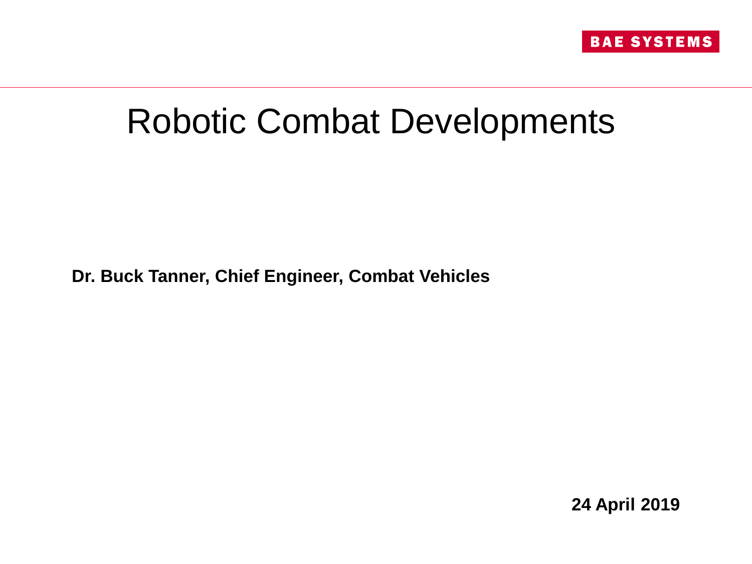BAE SYSTEMS

# Robotic Combat Developments

**Dr. Buck Tanner, Chief Engineer, Combat Vehicles**

**24 April 2019**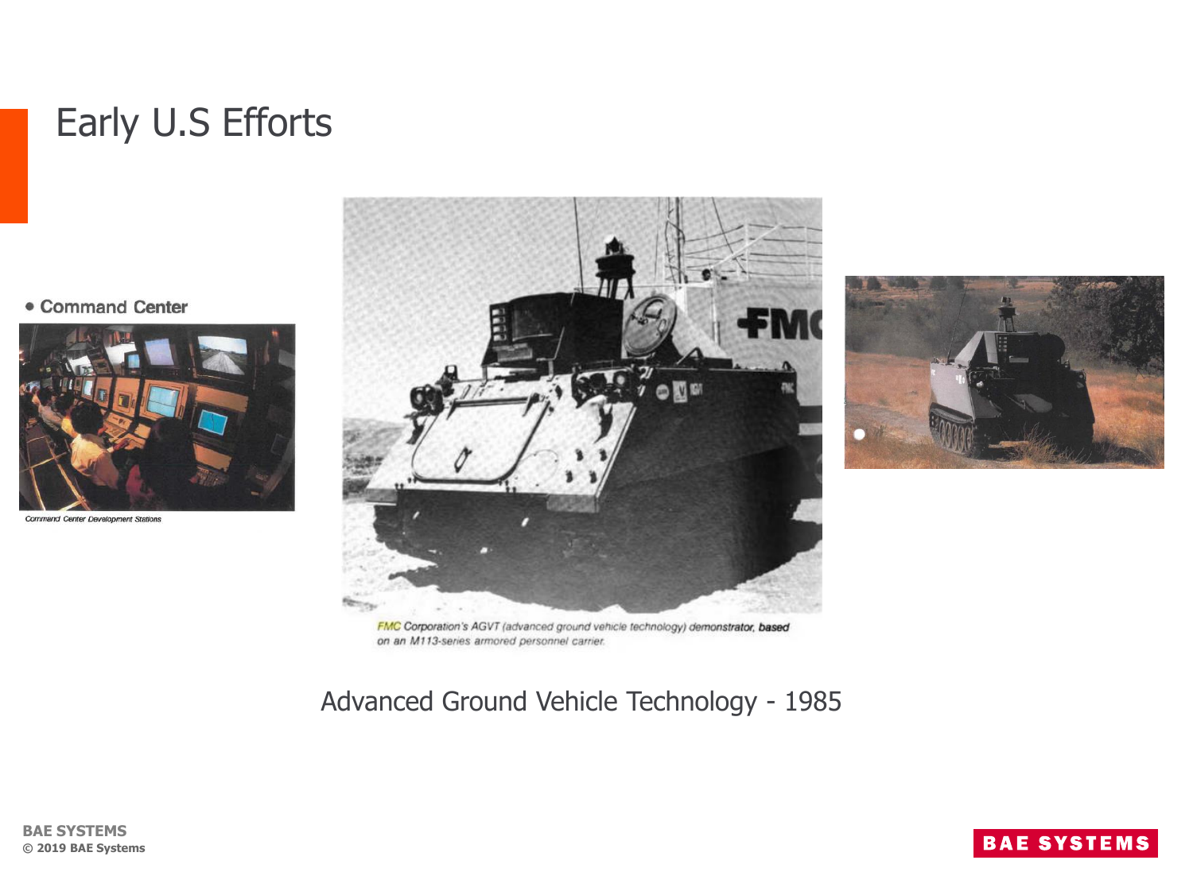# Early U.S Efforts

- Command Center

Command Center Development Stations

FMC Corporation's AGVT (advanced ground vehicle technology) demonstrator, based on an M113-series armored personnel carrier.

Advanced Ground Vehicle Technology - 1985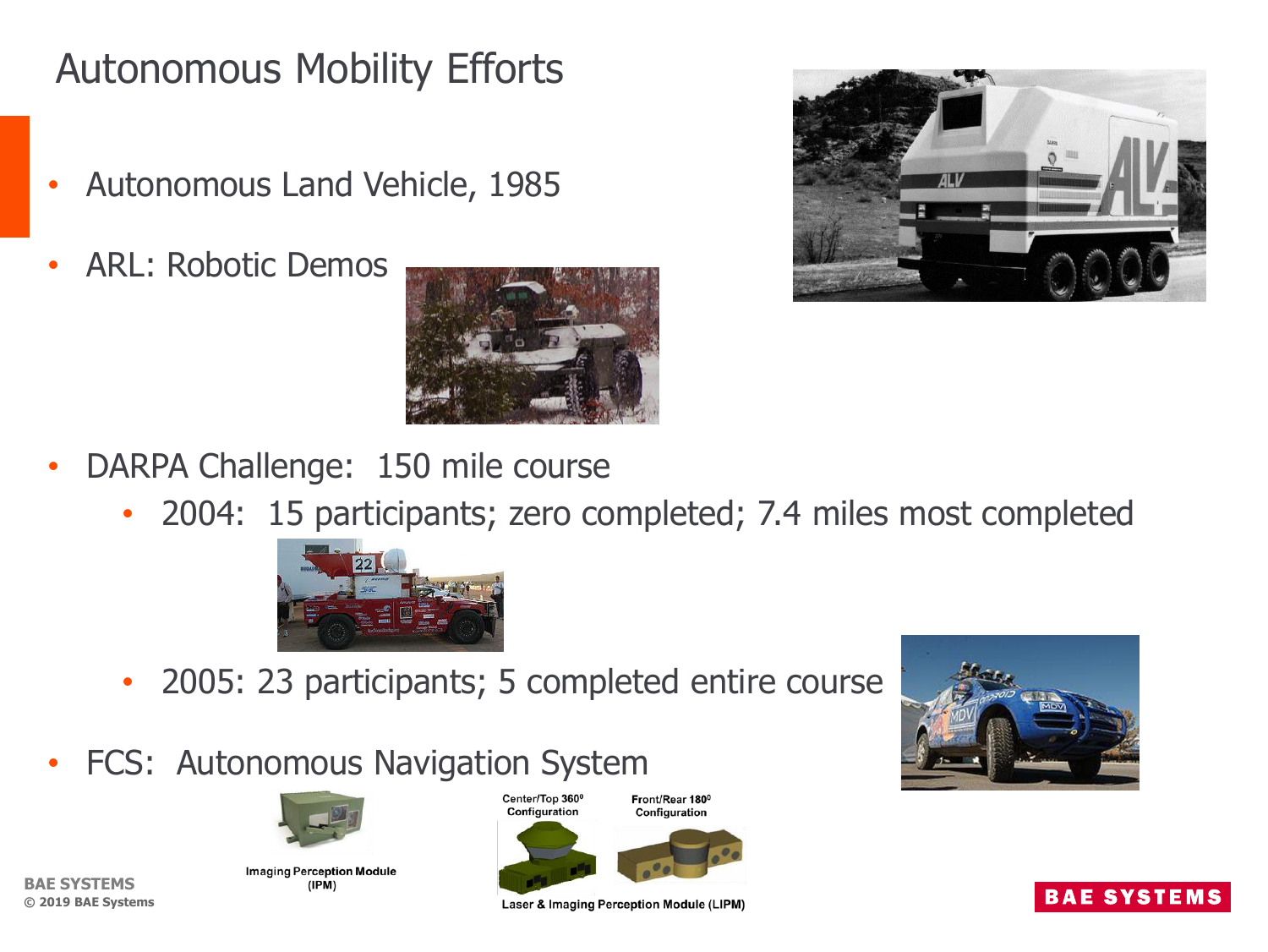# Autonomous Mobility Efforts

- Autonomous Land Vehicle, 1985
- ARL: Robotic Demos
- DARPA Challenge: 150 mile course
  - 2004: 15 participants; zero completed; 7.4 miles most completed
  - 2005: 23 participants; 5 completed entire course
- FCS: Autonomous Navigation System

Imaging Perception Module (IPM)

Center/Top 360⁰ Configuration

Front/Rear 180⁰ Configuration

Laser & Imaging Perception Module (LIPM)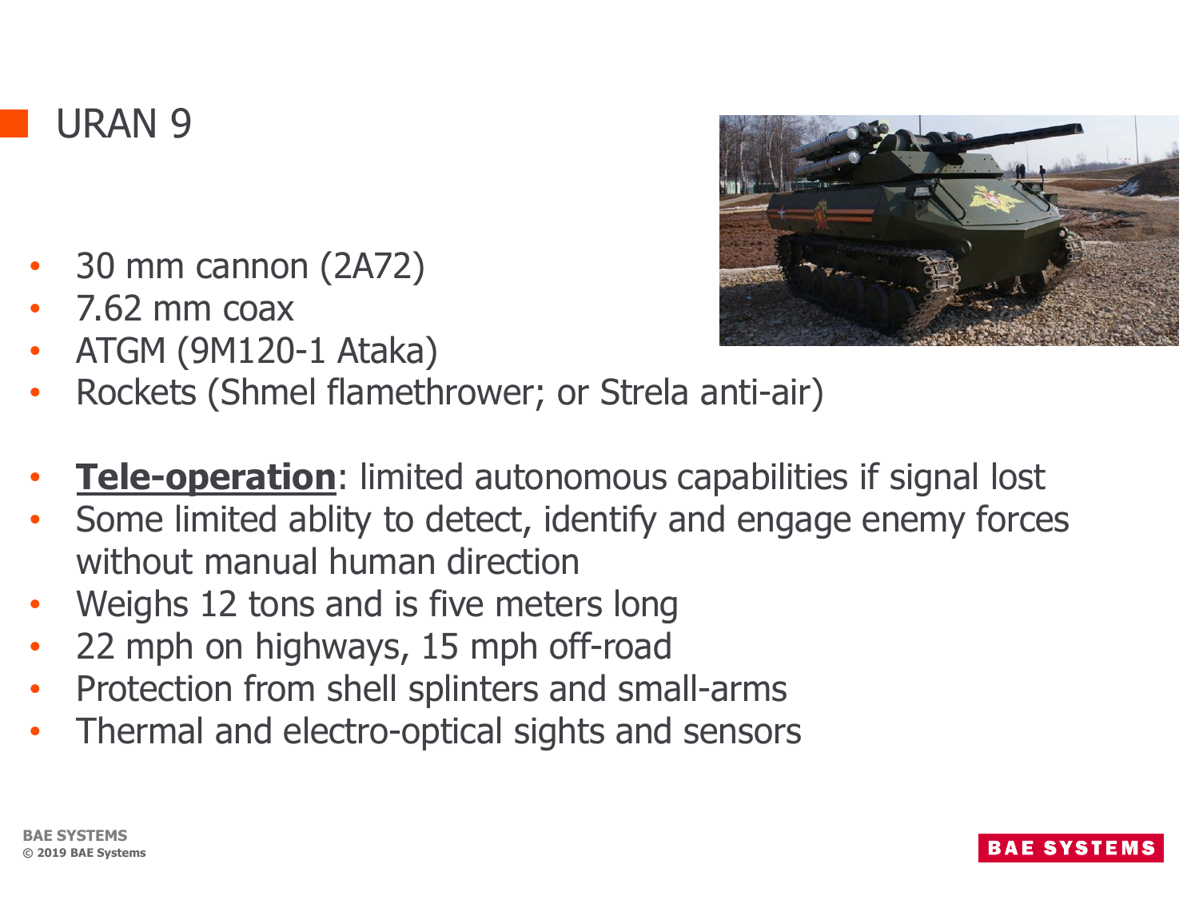# URAN 9

- 30 mm cannon (2A72)
- 7.62 mm coax
- ATGM (9M120-1 Ataka)
- Rockets (Shmel flamethrower; or Strela anti-air)

- **Tele-operation**: limited autonomous capabilities if signal lost
- Some limited ablity to detect, identify and engage enemy forces without manual human direction
- Weighs 12 tons and is five meters long
- 22 mph on highways, 15 mph off-road
- Protection from shell splinters and small-arms
- Thermal and electro-optical sights and sensors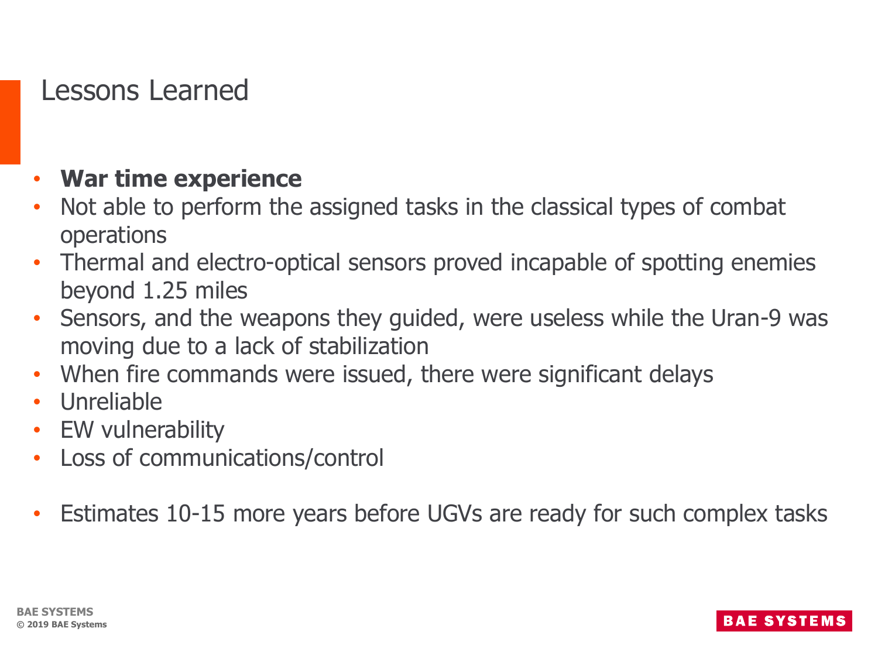## Lessons Learned

- **War time experience**
- Not able to perform the assigned tasks in the classical types of combat operations
- Thermal and electro-optical sensors proved incapable of spotting enemies beyond 1.25 miles
- Sensors, and the weapons they guided, were useless while the Uran-9 was moving due to a lack of stabilization
- When fire commands were issued, there were significant delays
- Unreliable
- EW vulnerability
- Loss of communications/control

- Estimates 10-15 more years before UGVs are ready for such complex tasks